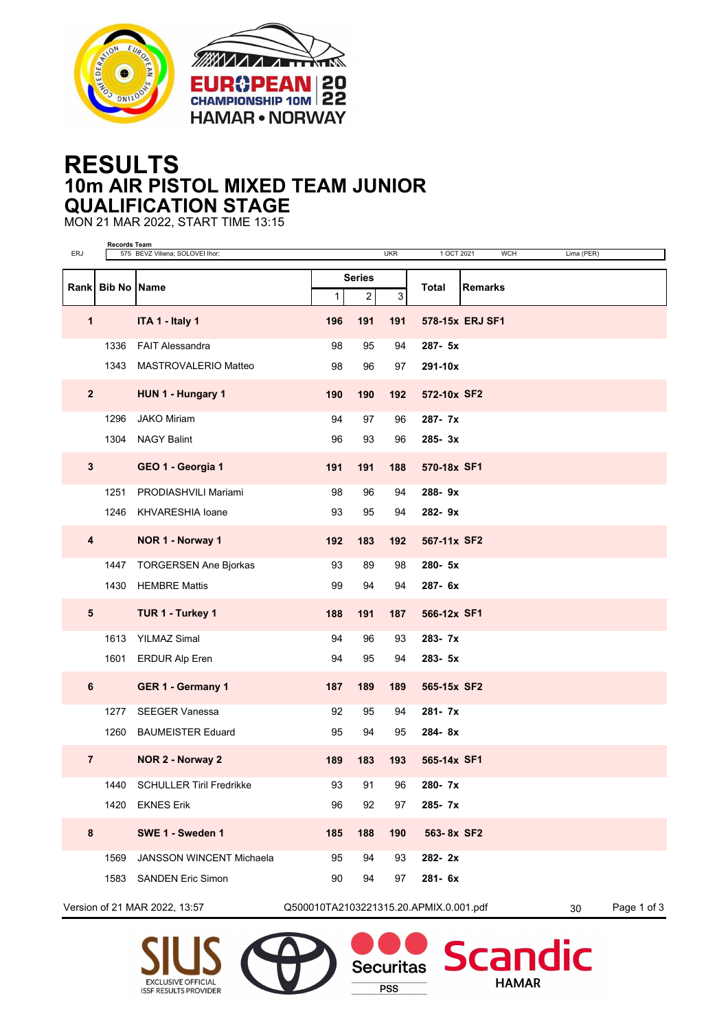# RESULTS

## 10m AIR PISTOL MIXED TEAM JUNIOR

## QUALIFICATION STAGE

MON 21 MAR 2022, START TIME 13:15

| | Records Team | | | | | |
|---|---|---|---|---|---|---|
| ERJ | 575 BEVZ Viliena; SOLOVEI Ihor; | UKR | 1 OCT 2021 | WCH | Lima (PER) | |

| Rank | Bib No | Name | Series 1 | Series 2 | Series 3 | Total | Remarks |
|---|---|---|---|---|---|---|---|
| **1** | | **ITA 1 - Italy 1** | **196** | **191** | **191** | **578-15x** | **ERJ SF1** |
| | 1336 | FAIT Alessandra | 98 | 95 | 94 | **287- 5x** | |
| | 1343 | MASTROVALERIO Matteo | 98 | 96 | 97 | **291-10x** | |
| **2** | | **HUN 1 - Hungary 1** | **190** | **190** | **192** | **572-10x** | **SF2** |
| | 1296 | JAKO Miriam | 94 | 97 | 96 | **287- 7x** | |
| | 1304 | NAGY Balint | 96 | 93 | 96 | **285- 3x** | |
| **3** | | **GEO 1 - Georgia 1** | **191** | **191** | **188** | **570-18x** | **SF1** |
| | 1251 | PRODIASHVILI Mariami | 98 | 96 | 94 | **288- 9x** | |
| | 1246 | KHVARESHIA Ioane | 93 | 95 | 94 | **282- 9x** | |
| **4** | | **NOR 1 - Norway 1** | **192** | **183** | **192** | **567-11x** | **SF2** |
| | 1447 | TORGERSEN Ane Bjorkas | 93 | 89 | 98 | **280- 5x** | |
| | 1430 | HEMBRE Mattis | 99 | 94 | 94 | **287- 6x** | |
| **5** | | **TUR 1 - Turkey 1** | **188** | **191** | **187** | **566-12x** | **SF1** |
| | 1613 | YILMAZ Simal | 94 | 96 | 93 | **283- 7x** | |
| | 1601 | ERDUR Alp Eren | 94 | 95 | 94 | **283- 5x** | |
| **6** | | **GER 1 - Germany 1** | **187** | **189** | **189** | **565-15x** | **SF2** |
| | 1277 | SEEGER Vanessa | 92 | 95 | 94 | **281- 7x** | |
| | 1260 | BAUMEISTER Eduard | 95 | 94 | 95 | **284- 8x** | |
| **7** | | **NOR 2 - Norway 2** | **189** | **183** | **193** | **565-14x** | **SF1** |
| | 1440 | SCHULLER Tiril Fredrikke | 93 | 91 | 96 | **280- 7x** | |
| | 1420 | EKNES Erik | 96 | 92 | 97 | **285- 7x** | |
| **8** | | **SWE 1 - Sweden 1** | **185** | **188** | **190** | **563- 8x** | **SF2** |
| | 1569 | JANSSON WINCENT Michaela | 95 | 94 | 93 | **282- 2x** | |
| | 1583 | SANDEN Eric Simon | 90 | 94 | 97 | **281- 6x** | |

Version of 21 MAR 2022, 13:57 Q500010TA2103221315.20.APMIX.0.001.pdf 30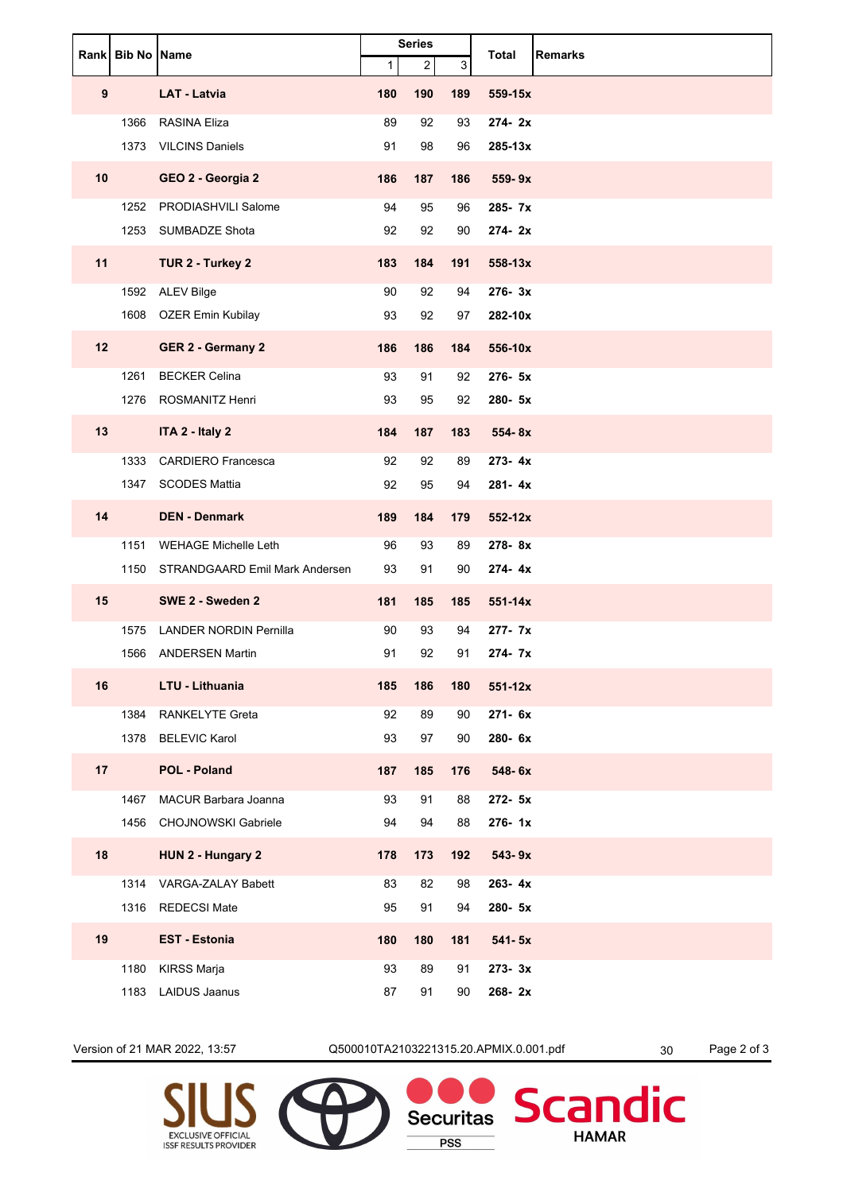| Rank | Bib No | Name | Series | | | Total | Remarks |
|---|---|---|---|---|---|---|---|
| | | | 1 | 2 | 3 | | |
| **9** | | **LAT - Latvia** | **180** | **190** | **189** | **559-15x** | |
| | 1366 | RASINA Eliza | 89 | 92 | 93 | **274- 2x** | |
| | 1373 | VILCINS Daniels | 91 | 98 | 96 | **285-13x** | |
| **10** | | **GEO 2 - Georgia 2** | **186** | **187** | **186** | **559- 9x** | |
| | 1252 | PRODIASHVILI Salome | 94 | 95 | 96 | **285- 7x** | |
| | 1253 | SUMBADZE Shota | 92 | 92 | 90 | **274- 2x** | |
| **11** | | **TUR 2 - Turkey 2** | **183** | **184** | **191** | **558-13x** | |
| | 1592 | ALEV Bilge | 90 | 92 | 94 | **276- 3x** | |
| | 1608 | OZER Emin Kubilay | 93 | 92 | 97 | **282-10x** | |
| **12** | | **GER 2 - Germany 2** | **186** | **186** | **184** | **556-10x** | |
| | 1261 | BECKER Celina | 93 | 91 | 92 | **276- 5x** | |
| | 1276 | ROSMANITZ Henri | 93 | 95 | 92 | **280- 5x** | |
| **13** | | **ITA 2 - Italy 2** | **184** | **187** | **183** | **554- 8x** | |
| | 1333 | CARDIERO Francesca | 92 | 92 | 89 | **273- 4x** | |
| | 1347 | SCODES Mattia | 92 | 95 | 94 | **281- 4x** | |
| **14** | | **DEN - Denmark** | **189** | **184** | **179** | **552-12x** | |
| | 1151 | WEHAGE Michelle Leth | 96 | 93 | 89 | **278- 8x** | |
| | 1150 | STRANDGAARD Emil Mark Andersen | 93 | 91 | 90 | **274- 4x** | |
| **15** | | **SWE 2 - Sweden 2** | **181** | **185** | **185** | **551-14x** | |
| | 1575 | LANDER NORDIN Pernilla | 90 | 93 | 94 | **277- 7x** | |
| | 1566 | ANDERSEN Martin | 91 | 92 | 91 | **274- 7x** | |
| **16** | | **LTU - Lithuania** | **185** | **186** | **180** | **551-12x** | |
| | 1384 | RANKELYTE Greta | 92 | 89 | 90 | **271- 6x** | |
| | 1378 | BELEVIC Karol | 93 | 97 | 90 | **280- 6x** | |
| **17** | | **POL - Poland** | **187** | **185** | **176** | **548- 6x** | |
| | 1467 | MACUR Barbara Joanna | 93 | 91 | 88 | **272- 5x** | |
| | 1456 | CHOJNOWSKI Gabriele | 94 | 94 | 88 | **276- 1x** | |
| **18** | | **HUN 2 - Hungary 2** | **178** | **173** | **192** | **543- 9x** | |
| | 1314 | VARGA-ZALAY Babett | 83 | 82 | 98 | **263- 4x** | |
| | 1316 | REDECSI Mate | 95 | 91 | 94 | **280- 5x** | |
| **19** | | **EST - Estonia** | **180** | **180** | **181** | **541- 5x** | |
| | 1180 | KIRSS Marja | 93 | 89 | 91 | **273- 3x** | |
| | 1183 | LAIDUS Jaanus | 87 | 91 | 90 | **268- 2x** | |

Version of 21 MAR 2022, 13:57 Q500010TA2103221315.20.APMIX.0.001.pdf 30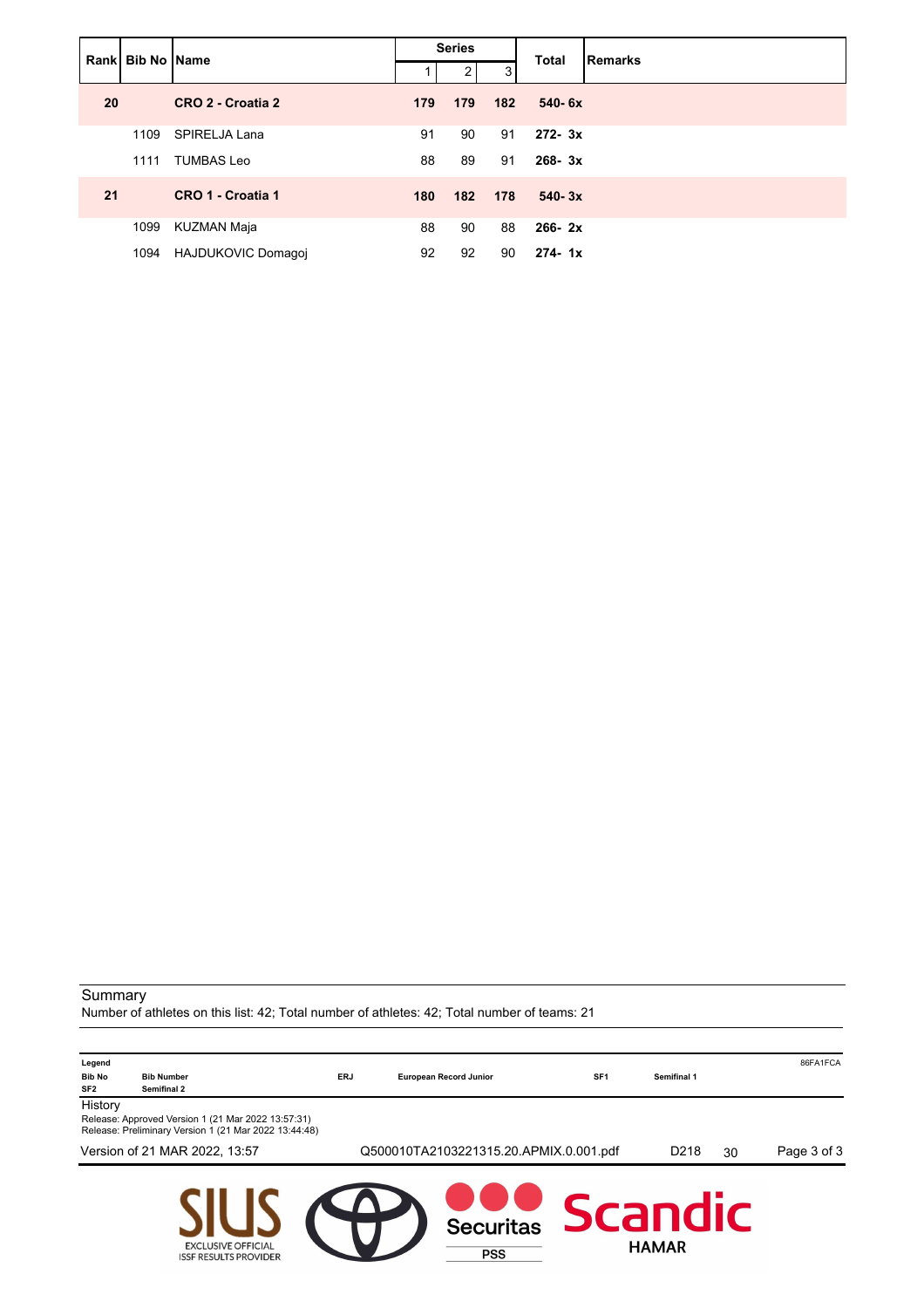| Rank | Bib No | Name | Series | | | Total | Remarks |
|---|---|---|---|---|---|---|---|
| | | | 1 | 2 | 3 | | |
| **20** | | **CRO 2 - Croatia 2** | **179** | **179** | **182** | **540- 6x** | |
| | 1109 | SPIRELJA Lana | 91 | 90 | 91 | **272- 3x** | |
| | 1111 | TUMBAS Leo | 88 | 89 | 91 | **268- 3x** | |
| **21** | | **CRO 1 - Croatia 1** | **180** | **182** | **178** | **540- 3x** | |
| | 1099 | KUZMAN Maja | 88 | 90 | 88 | **266- 2x** | |
| | 1094 | HAJDUKOVIC Domagoj | 92 | 92 | 90 | **274- 1x** | |

Summary

Number of athletes on this list: 42; Total number of athletes: 42; Total number of teams: 21

**Legend**

| | | | | | |
|---|---|---|---|---|---|
| **Bib No** | **Bib Number** | **ERJ** | **European Record Junior** | **SF1** | **Semifinal 1** |
| **SF2** | **Semifinal 2** | | | | |

86FA1FCA

History

Release: Approved Version 1 (21 Mar 2022 13:57:31)
Release: Preliminary Version 1 (21 Mar 2022 13:44:48)

Version of 21 MAR 2022, 13:57 Q500010TA2103221315.20.APMIX.0.001.pdf D218 30

SIUS EXCLUSIVE OFFICIAL ISSF RESULTS PROVIDER | Securitas PSS | Scandic HAMAR